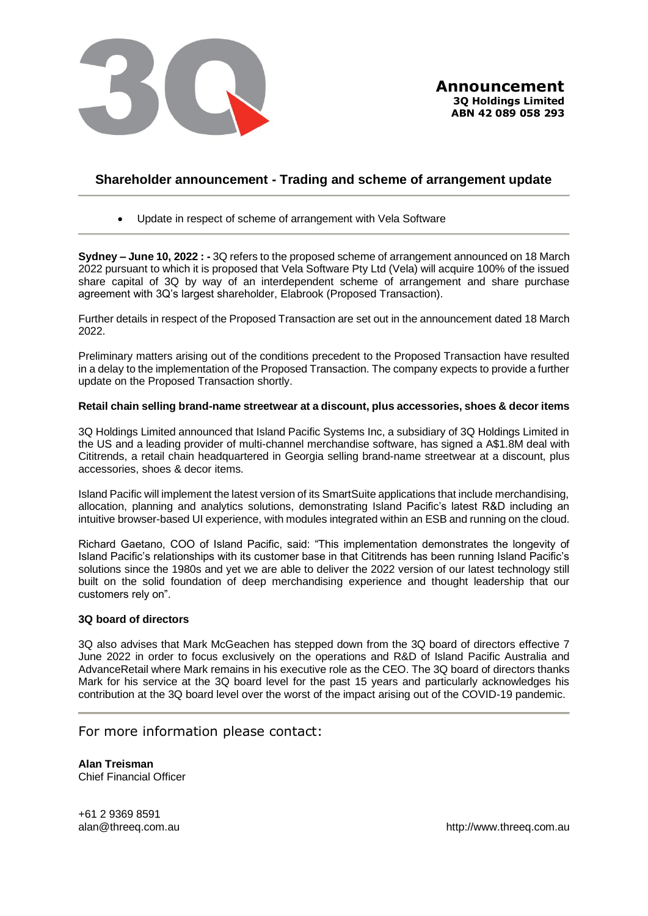**Announcement**
**3Q Holdings Limited**
**ABN 42 089 058 293**

## Shareholder announcement - Trading and scheme of arrangement update

- Update in respect of scheme of arrangement with Vela Software

**Sydney – June 10, 2022 : -** 3Q refers to the proposed scheme of arrangement announced on 18 March 2022 pursuant to which it is proposed that Vela Software Pty Ltd (Vela) will acquire 100% of the issued share capital of 3Q by way of an interdependent scheme of arrangement and share purchase agreement with 3Q's largest shareholder, Elabrook (Proposed Transaction).

Further details in respect of the Proposed Transaction are set out in the announcement dated 18 March 2022.

Preliminary matters arising out of the conditions precedent to the Proposed Transaction have resulted in a delay to the implementation of the Proposed Transaction. The company expects to provide a further update on the Proposed Transaction shortly.

**Retail chain selling brand-name streetwear at a discount, plus accessories, shoes & decor items**

3Q Holdings Limited announced that Island Pacific Systems Inc, a subsidiary of 3Q Holdings Limited in the US and a leading provider of multi-channel merchandise software, has signed a A$1.8M deal with Cititrends, a retail chain headquartered in Georgia selling brand-name streetwear at a discount, plus accessories, shoes & decor items.

Island Pacific will implement the latest version of its SmartSuite applications that include merchandising, allocation, planning and analytics solutions, demonstrating Island Pacific's latest R&D including an intuitive browser-based UI experience, with modules integrated within an ESB and running on the cloud.

Richard Gaetano, COO of Island Pacific, said: "This implementation demonstrates the longevity of Island Pacific's relationships with its customer base in that Cititrends has been running Island Pacific's solutions since the 1980s and yet we are able to deliver the 2022 version of our latest technology still built on the solid foundation of deep merchandising experience and thought leadership that our customers rely on".

**3Q board of directors**

3Q also advises that Mark McGeachen has stepped down from the 3Q board of directors effective 7 June 2022 in order to focus exclusively on the operations and R&D of Island Pacific Australia and AdvanceRetail where Mark remains in his executive role as the CEO. The 3Q board of directors thanks Mark for his service at the 3Q board level for the past 15 years and particularly acknowledges his contribution at the 3Q board level over the worst of the impact arising out of the COVID-19 pandemic.

For more information please contact:

**Alan Treisman**
Chief Financial Officer

+61 2 9369 8591
alan@threeq.com.au

http://www.threeq.com.au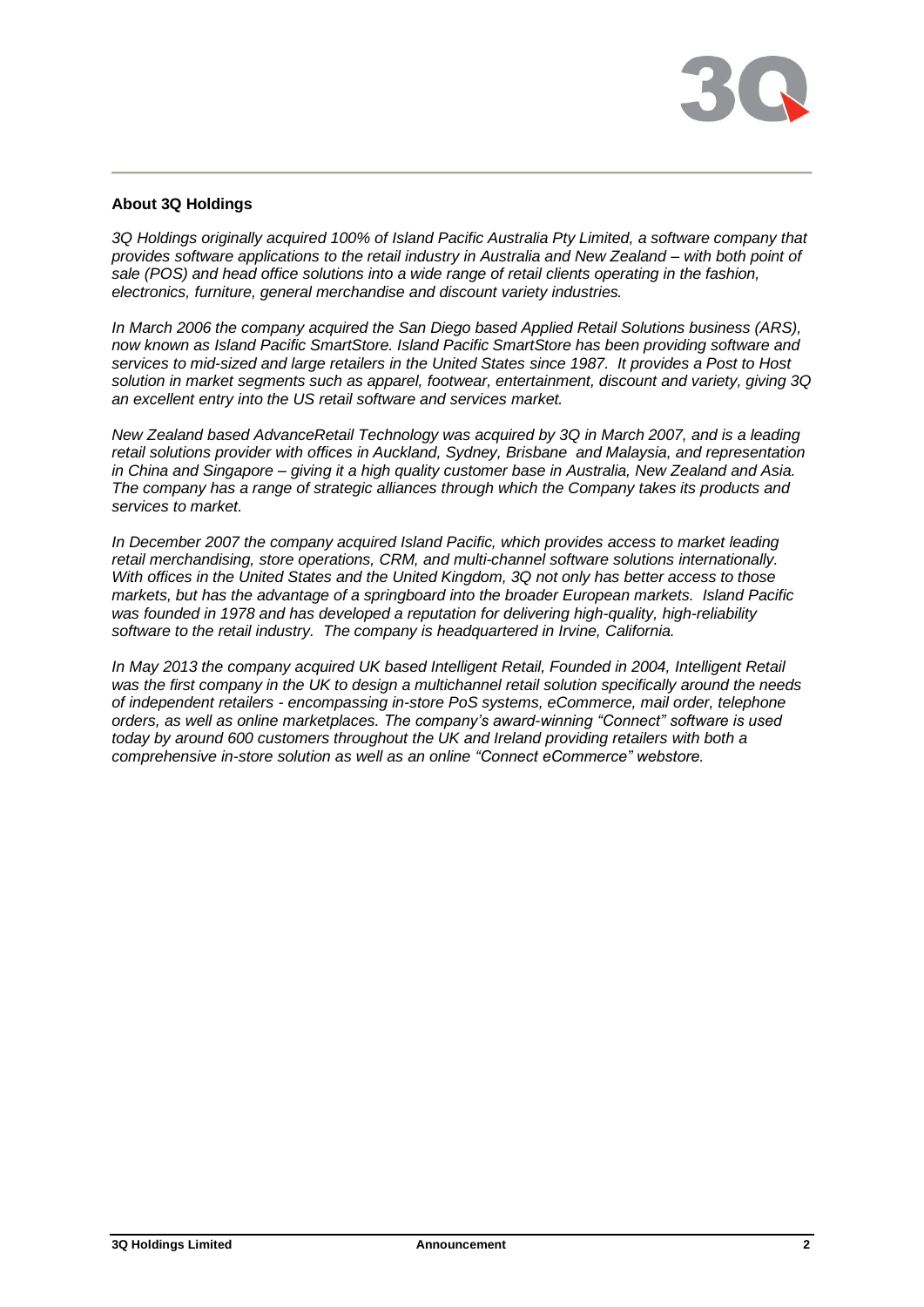**About 3Q Holdings**

*3Q Holdings originally acquired 100% of Island Pacific Australia Pty Limited, a software company that provides software applications to the retail industry in Australia and New Zealand – with both point of sale (POS) and head office solutions into a wide range of retail clients operating in the fashion, electronics, furniture, general merchandise and discount variety industries.*

*In March 2006 the company acquired the San Diego based Applied Retail Solutions business (ARS), now known as Island Pacific SmartStore. Island Pacific SmartStore has been providing software and services to mid-sized and large retailers in the United States since 1987. It provides a Post to Host solution in market segments such as apparel, footwear, entertainment, discount and variety, giving 3Q an excellent entry into the US retail software and services market.*

*New Zealand based AdvanceRetail Technology was acquired by 3Q in March 2007, and is a leading retail solutions provider with offices in Auckland, Sydney, Brisbane and Malaysia, and representation in China and Singapore – giving it a high quality customer base in Australia, New Zealand and Asia. The company has a range of strategic alliances through which the Company takes its products and services to market.*

*In December 2007 the company acquired Island Pacific, which provides access to market leading retail merchandising, store operations, CRM, and multi-channel software solutions internationally. With offices in the United States and the United Kingdom, 3Q not only has better access to those markets, but has the advantage of a springboard into the broader European markets. Island Pacific was founded in 1978 and has developed a reputation for delivering high-quality, high-reliability software to the retail industry. The company is headquartered in Irvine, California.*

*In May 2013 the company acquired UK based Intelligent Retail, Founded in 2004, Intelligent Retail was the first company in the UK to design a multichannel retail solution specifically around the needs of independent retailers - encompassing in-store PoS systems, eCommerce, mail order, telephone orders, as well as online marketplaces. The company's award-winning "Connect" software is used today by around 600 customers throughout the UK and Ireland providing retailers with both a comprehensive in-store solution as well as an online "Connect eCommerce" webstore.*